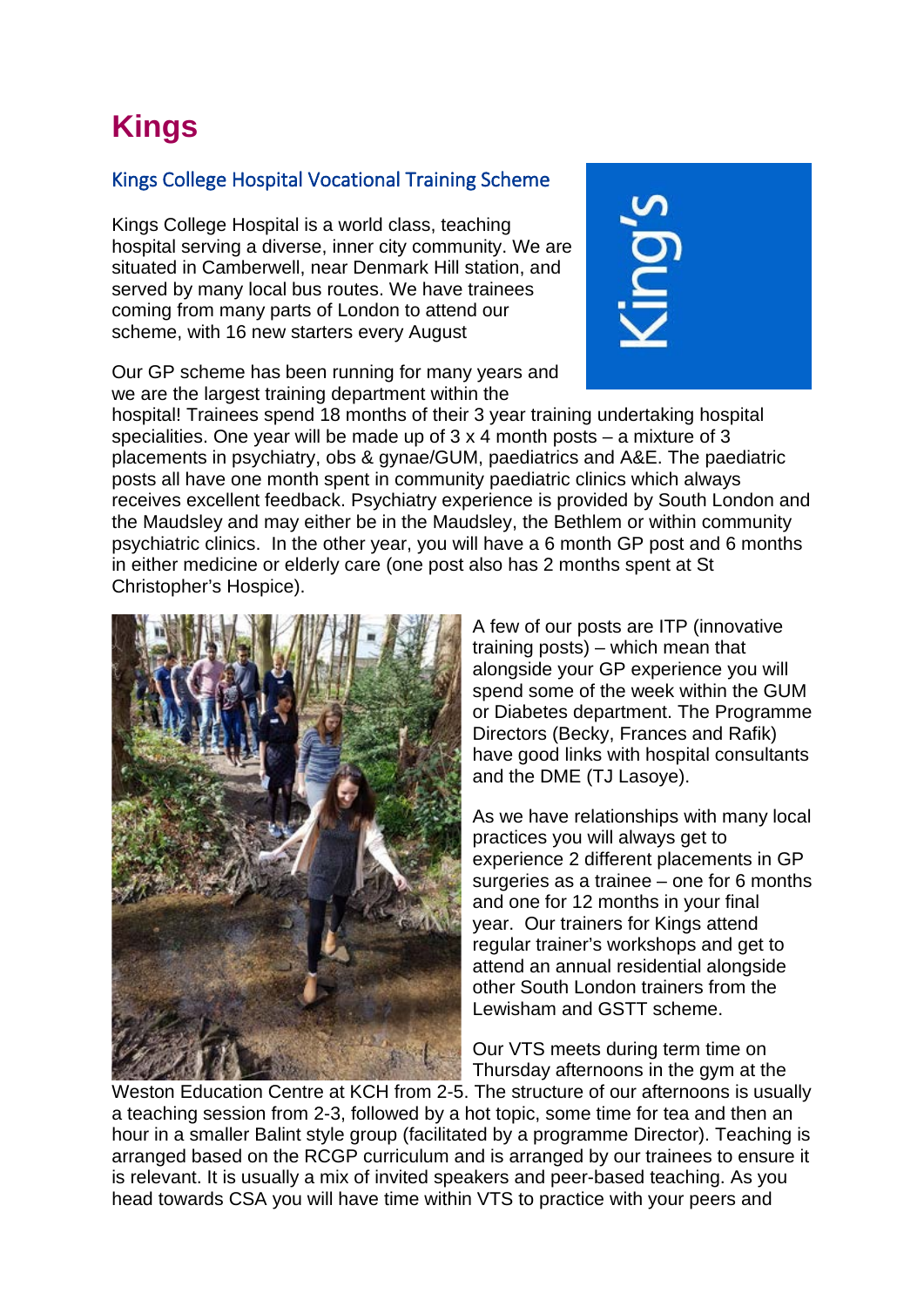# Kings

## Kings College Hospital Vocational Training Scheme

Kings College Hospital is a world class, teaching hospital serving a diverse, inner city community. We are situated in Camberwell, near Denmark Hill station, and served by many local bus routes. We have trainees coming from many parts of London to attend our scheme, with 16 new starters every August

Our GP scheme has been running for many years and we are the largest training department within the hospital! Trainees spend 18 months of their 3 year training undertaking hospital specialities. One year will be made up of 3 x 4 month posts – a mixture of 3 placements in psychiatry, obs & gynae/GUM, paediatrics and A&E. The paediatric posts all have one month spent in community paediatric clinics which always receives excellent feedback. Psychiatry experience is provided by South London and the Maudsley and may either be in the Maudsley, the Bethlem or within community psychiatric clinics. In the other year, you will have a 6 month GP post and 6 months in either medicine or elderly care (one post also has 2 months spent at St Christopher's Hospice).

A few of our posts are ITP (innovative training posts) – which mean that alongside your GP experience you will spend some of the week within the GUM or Diabetes department. The Programme Directors (Becky, Frances and Rafik) have good links with hospital consultants and the DME (TJ Lasoye).

As we have relationships with many local practices you will always get to experience 2 different placements in GP surgeries as a trainee – one for 6 months and one for 12 months in your final year. Our trainers for Kings attend regular trainer's workshops and get to attend an annual residential alongside other South London trainers from the Lewisham and GSTT scheme.

Our VTS meets during term time on Thursday afternoons in the gym at the Weston Education Centre at KCH from 2-5. The structure of our afternoons is usually a teaching session from 2-3, followed by a hot topic, some time for tea and then an hour in a smaller Balint style group (facilitated by a programme Director). Teaching is arranged based on the RCGP curriculum and is arranged by our trainees to ensure it is relevant. It is usually a mix of invited speakers and peer-based teaching. As you head towards CSA you will have time within VTS to practice with your peers and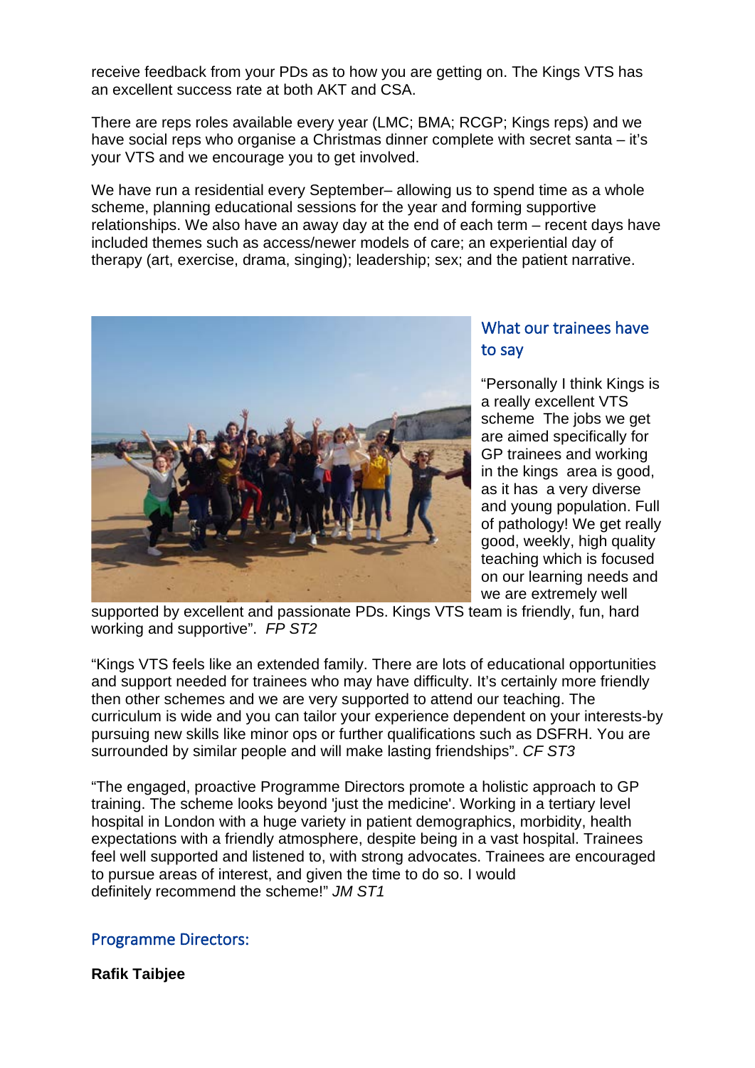receive feedback from your PDs as to how you are getting on. The Kings VTS has an excellent success rate at both AKT and CSA.

There are reps roles available every year (LMC; BMA; RCGP; Kings reps) and we have social reps who organise a Christmas dinner complete with secret santa – it's your VTS and we encourage you to get involved.

We have run a residential every September– allowing us to spend time as a whole scheme, planning educational sessions for the year and forming supportive relationships. We also have an away day at the end of each term – recent days have included themes such as access/newer models of care; an experiential day of therapy (art, exercise, drama, singing); leadership; sex; and the patient narrative.

## What our trainees have to say

"Personally I think Kings is a really excellent VTS scheme The jobs we get are aimed specifically for GP trainees and working in the kings area is good, as it has a very diverse and young population. Full of pathology! We get really good, weekly, high quality teaching which is focused on our learning needs and we are extremely well supported by excellent and passionate PDs. Kings VTS team is friendly, fun, hard working and supportive". *FP ST2*

"Kings VTS feels like an extended family. There are lots of educational opportunities and support needed for trainees who may have difficulty. It's certainly more friendly then other schemes and we are very supported to attend our teaching. The curriculum is wide and you can tailor your experience dependent on your interests-by pursuing new skills like minor ops or further qualifications such as DSFRH. You are surrounded by similar people and will make lasting friendships". *CF ST3*

"The engaged, proactive Programme Directors promote a holistic approach to GP training. The scheme looks beyond 'just the medicine'. Working in a tertiary level hospital in London with a huge variety in patient demographics, morbidity, health expectations with a friendly atmosphere, despite being in a vast hospital. Trainees feel well supported and listened to, with strong advocates. Trainees are encouraged to pursue areas of interest, and given the time to do so. I would definitely recommend the scheme!" *JM ST1*

## Programme Directors:

**Rafik Taibjee**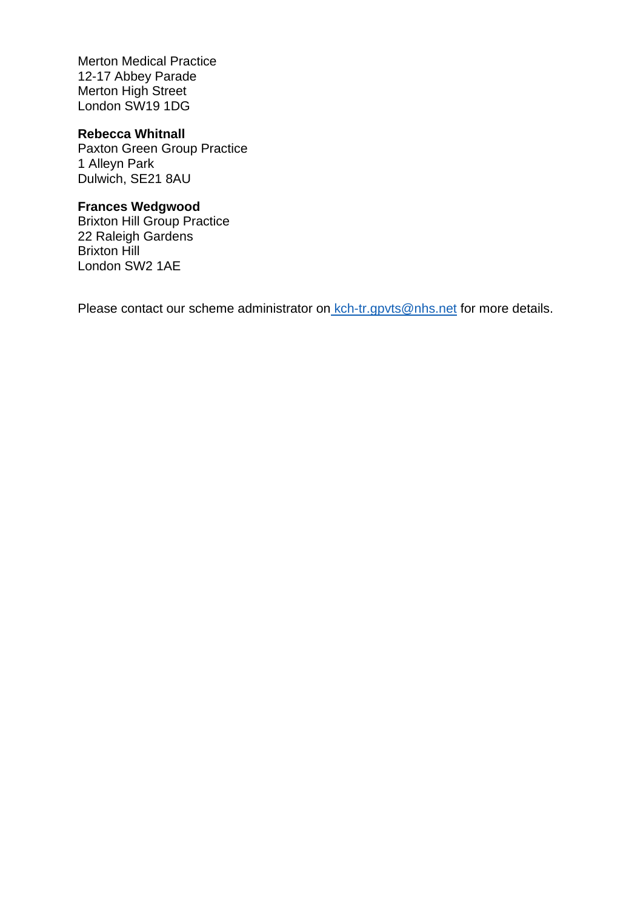Merton Medical Practice
12-17 Abbey Parade
Merton High Street
London SW19 1DG

**Rebecca Whitnall**
Paxton Green Group Practice
1 Alleyn Park
Dulwich, SE21 8AU

**Frances Wedgwood**
Brixton Hill Group Practice
22 Raleigh Gardens
Brixton Hill
London SW2 1AE

Please contact our scheme administrator on kch-tr.gpvts@nhs.net for more details.